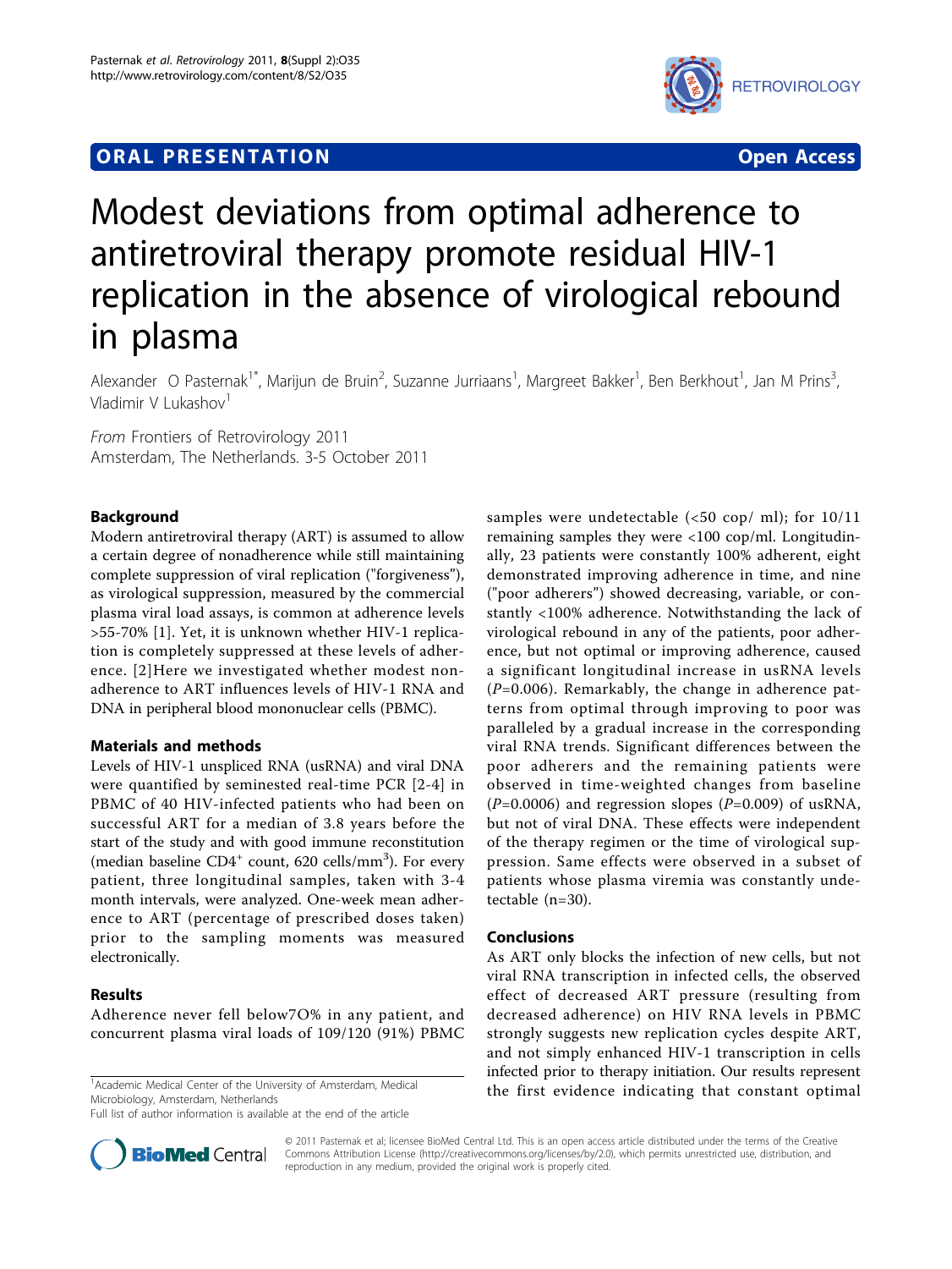ORAL PRESENTATION Open Access

# Modest deviations from optimal adherence to antiretroviral therapy promote residual HIV-1 replication in the absence of virological rebound in plasma

Alexander O Pasternak[1*], Marijun de Bruin[2], Suzanne Jurriaans[1], Margreet Bakker[1], Ben Berkhout[1], Jan M Prins[3], Vladimir V Lukashov[1]

*From* Frontiers of Retrovirology 2011
Amsterdam, The Netherlands. 3-5 October 2011

## Background

Modern antiretroviral therapy (ART) is assumed to allow a certain degree of nonadherence while still maintaining complete suppression of viral replication ("forgiveness"), as virological suppression, measured by the commercial plasma viral load assays, is common at adherence levels >55-70% [1]. Yet, it is unknown whether HIV-1 replication is completely suppressed at these levels of adherence. [2]Here we investigated whether modest nonadherence to ART influences levels of HIV-1 RNA and DNA in peripheral blood mononuclear cells (PBMC).

## Materials and methods

Levels of HIV-1 unspliced RNA (usRNA) and viral DNA were quantified by seminested real-time PCR [2-4] in PBMC of 40 HIV-infected patients who had been on successful ART for a median of 3.8 years before the start of the study and with good immune reconstitution (median baseline $CD4^+$ count, 620 cells/$mm^3$). For every patient, three longitudinal samples, taken with 3-4 month intervals, were analyzed. One-week mean adherence to ART (percentage of prescribed doses taken) prior to the sampling moments was measured electronically.

## Results

Adherence never fell below7O% in any patient, and concurrent plasma viral loads of 109/120 (91%) PBMC samples were undetectable (<50 cop/ ml); for 10/11 remaining samples they were <100 cop/ml. Longitudinally, 23 patients were constantly 100% adherent, eight demonstrated improving adherence in time, and nine ("poor adherers") showed decreasing, variable, or constantly <100% adherence. Notwithstanding the lack of virological rebound in any of the patients, poor adherence, but not optimal or improving adherence, caused a significant longitudinal increase in usRNA levels ($P$=0.006). Remarkably, the change in adherence patterns from optimal through improving to poor was paralleled by a gradual increase in the corresponding viral RNA trends. Significant differences between the poor adherers and the remaining patients were observed in time-weighted changes from baseline ($P$=0.0006) and regression slopes ($P$=0.009) of usRNA, but not of viral DNA. These effects were independent of the therapy regimen or the time of virological suppression. Same effects were observed in a subset of patients whose plasma viremia was constantly undetectable (n=30).

## Conclusions

As ART only blocks the infection of new cells, but not viral RNA transcription in infected cells, the observed effect of decreased ART pressure (resulting from decreased adherence) on HIV RNA levels in PBMC strongly suggests new replication cycles despite ART, and not simply enhanced HIV-1 transcription in cells infected prior to therapy initiation. Our results represent the first evidence indicating that constant optimal

[1]Academic Medical Center of the University of Amsterdam, Medical Microbiology, Amsterdam, Netherlands
Full list of author information is available at the end of the article

© 2011 Pasternak et al; licensee BioMed Central Ltd. This is an open access article distributed under the terms of the Creative Commons Attribution License (http://creativecommons.org/licenses/by/2.0), which permits unrestricted use, distribution, and reproduction in any medium, provided the original work is properly cited.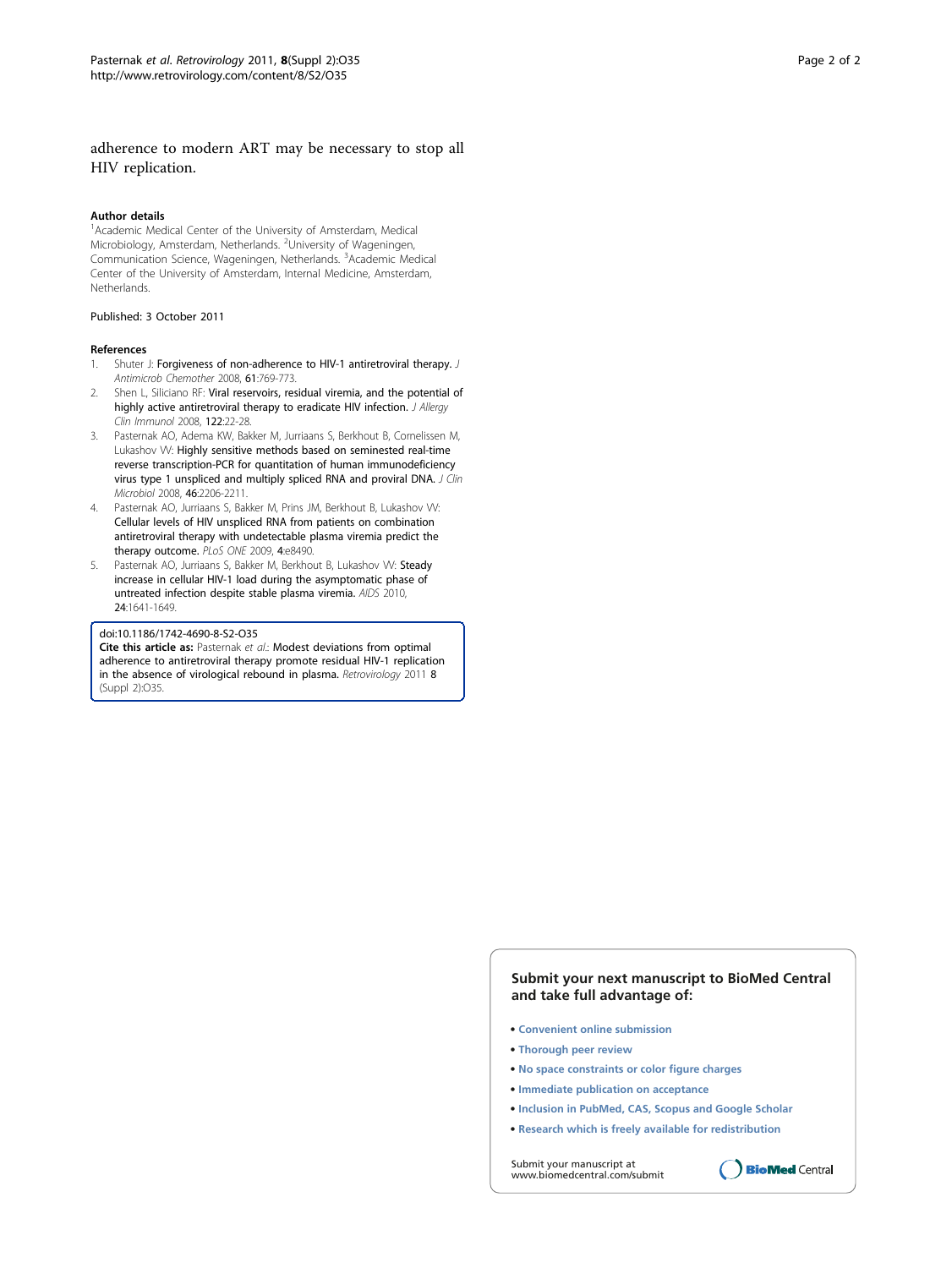adherence to modern ART may be necessary to stop all HIV replication.

#### Author details

[1]Academic Medical Center of the University of Amsterdam, Medical Microbiology, Amsterdam, Netherlands. [2]University of Wageningen, Communication Science, Wageningen, Netherlands. [3]Academic Medical Center of the University of Amsterdam, Internal Medicine, Amsterdam, Netherlands.

Published: 3 October 2011

#### References

1. Shuter J: **Forgiveness of non-adherence to HIV-1 antiretroviral therapy.** *J Antimicrob Chemother* 2008, **61**:769-773.
2. Shen L, Siliciano RF: **Viral reservoirs, residual viremia, and the potential of highly active antiretroviral therapy to eradicate HIV infection.** *J Allergy Clin Immunol* 2008, **122**:22-28.
3. Pasternak AO, Adema KW, Bakker M, Jurriaans S, Berkhout B, Cornelissen M, Lukashov VV: **Highly sensitive methods based on seminested real-time reverse transcription-PCR for quantitation of human immunodeficiency virus type 1 unspliced and multiply spliced RNA and proviral DNA.** *J Clin Microbiol* 2008, **46**:2206-2211.
4. Pasternak AO, Jurriaans S, Bakker M, Prins JM, Berkhout B, Lukashov VV: **Cellular levels of HIV unspliced RNA from patients on combination antiretroviral therapy with undetectable plasma viremia predict the therapy outcome.** *PLoS ONE* 2009, **4**:e8490.
5. Pasternak AO, Jurriaans S, Bakker M, Berkhout B, Lukashov VV: **Steady increase in cellular HIV-1 load during the asymptomatic phase of untreated infection despite stable plasma viremia.** *AIDS* 2010, **24**:1641-1649.

doi:10.1186/1742-4690-8-S2-O35

**Cite this article as:** Pasternak *et al.*: Modest deviations from optimal adherence to antiretroviral therapy promote residual HIV-1 replication in the absence of virological rebound in plasma. *Retrovirology* 2011 **8** (Suppl 2):O35.

**Submit your next manuscript to BioMed Central and take full advantage of:**

- Convenient online submission
- Thorough peer review
- No space constraints or color figure charges
- Immediate publication on acceptance
- Inclusion in PubMed, CAS, Scopus and Google Scholar
- Research which is freely available for redistribution

Submit your manuscript at www.biomedcentral.com/submit

BioMed Central